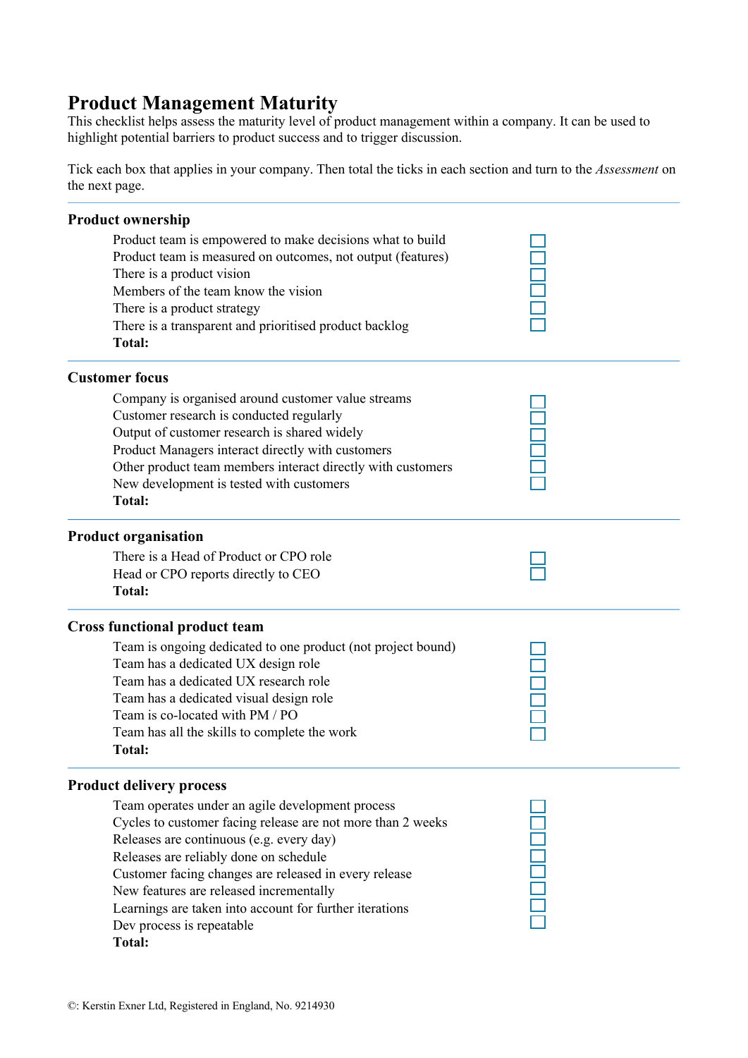# Product Management Maturity

This checklist helps assess the maturity level of product management within a company. It can be used to highlight potential barriers to product success and to trigger discussion.

Tick each box that applies in your company. Then total the ticks in each section and turn to the *Assessment* on the next page.

## Product ownership

- Product team is empowered to make decisions what to build ☐
- Product team is measured on outcomes, not output (features) ☐
- There is a product vision ☐
- Members of the team know the vision ☐
- There is a product strategy ☐
- There is a transparent and prioritised product backlog ☐

**Total:**

## Customer focus

- Company is organised around customer value streams ☐
- Customer research is conducted regularly ☐
- Output of customer research is shared widely ☐
- Product Managers interact directly with customers ☐
- Other product team members interact directly with customers ☐
- New development is tested with customers ☐

**Total:**

## Product organisation

- There is a Head of Product or CPO role ☐
- Head or CPO reports directly to CEO ☐

**Total:**

## Cross functional product team

- Team is ongoing dedicated to one product (not project bound) ☐
- Team has a dedicated UX design role ☐
- Team has a dedicated UX research role ☐
- Team has a dedicated visual design role ☐
- Team is co-located with PM / PO ☐
- Team has all the skills to complete the work ☐

**Total:**

## Product delivery process

- Team operates under an agile development process ☐
- Cycles to customer facing release are not more than 2 weeks ☐
- Releases are continuous (e.g. every day) ☐
- Releases are reliably done on schedule ☐
- Customer facing changes are released in every release ☐
- New features are released incrementally ☐
- Learnings are taken into account for further iterations ☐
- Dev process is repeatable ☐

**Total:**

©: Kerstin Exner Ltd, Registered in England, No. 9214930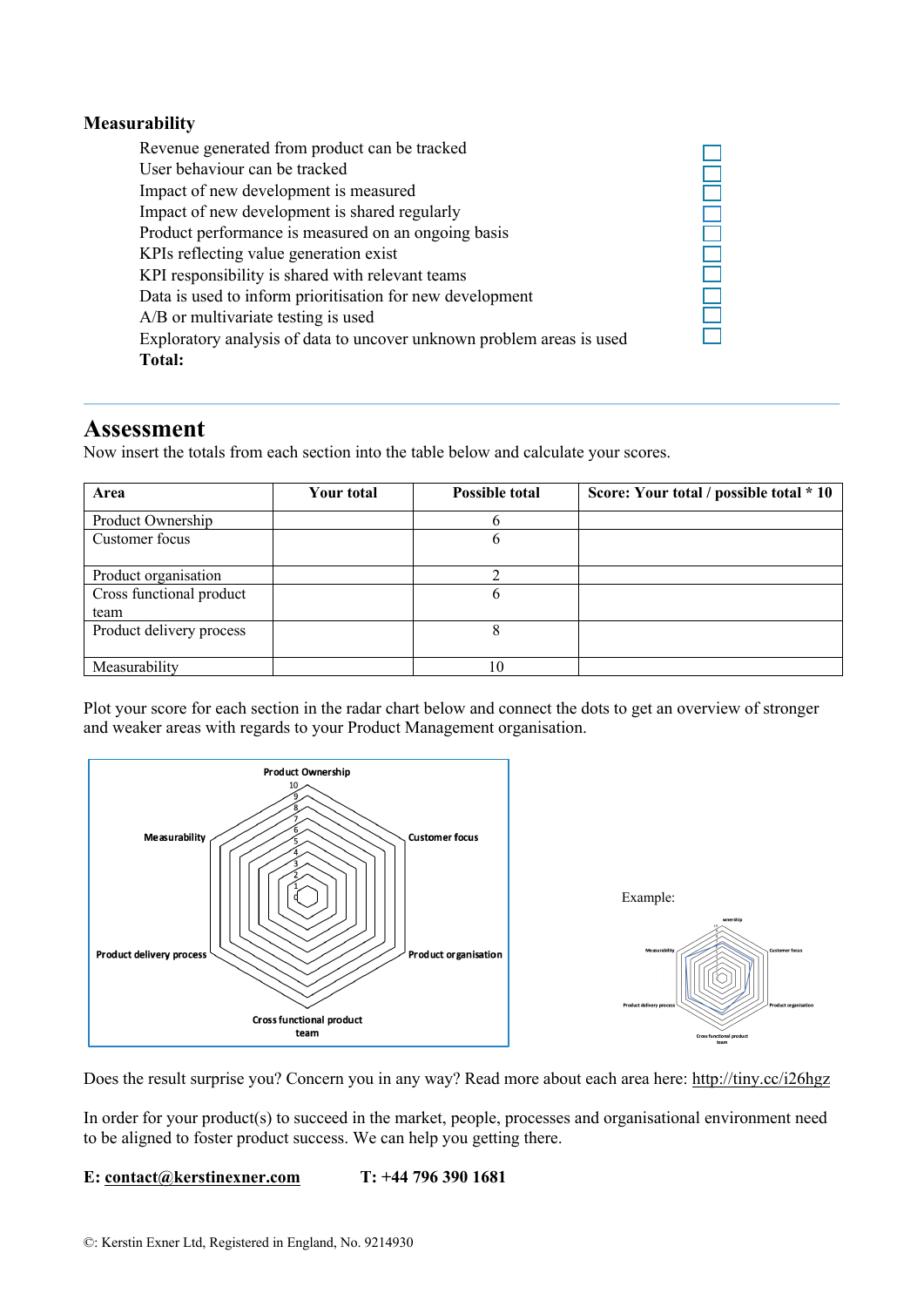**Measurability**

- Revenue generated from product can be tracked ☐
- User behaviour can be tracked ☐
- Impact of new development is measured ☐
- Impact of new development is shared regularly ☐
- Product performance is measured on an ongoing basis ☐
- KPIs reflecting value generation exist ☐
- KPI responsibility is shared with relevant teams ☐
- Data is used to inform prioritisation for new development ☐
- A/B or multivariate testing is used ☐
- Exploratory analysis of data to uncover unknown problem areas is used ☐

**Total:**

---

## Assessment

Now insert the totals from each section into the table below and calculate your scores.

| Area | Your total | Possible total | Score: Your total / possible total * 10 |
|---|---|---|---|
| Product Ownership | | 6 | |
| Customer focus | | 6 | |
| Product organisation | | 2 | |
| Cross functional product team | | 6 | |
| Product delivery process | | 8 | |
| Measurability | | 10 | |

Plot your score for each section in the radar chart below and connect the dots to get an overview of stronger and weaker areas with regards to your Product Management organisation.

Product Ownership
10
9
8
7
6
5
4
3
2
1
0
Customer focus
Product organisation
Cross functional product team
Product delivery process
Measurability

Example:

Does the result surprise you? Concern you in any way? Read more about each area here: http://tiny.cc/i26hgz

In order for your product(s) to succeed in the market, people, processes and organisational environment need to be aligned to foster product success. We can help you getting there.

**E: contact@kerstinexner.com** **T: +44 796 390 1681**

©: Kerstin Exner Ltd, Registered in England, No. 9214930